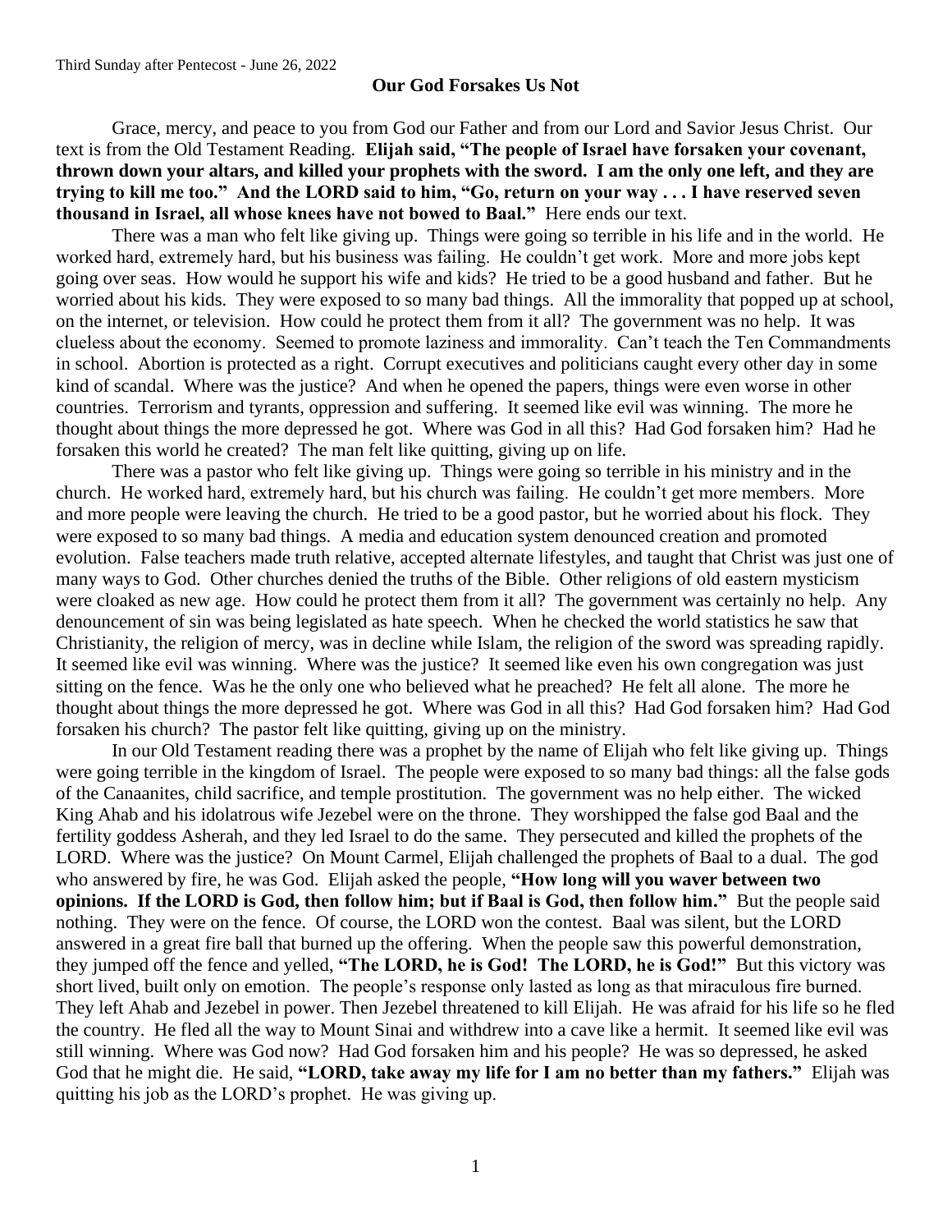Third Sunday after Pentecost - June 26, 2022

## Our God Forsakes Us Not

Grace, mercy, and peace to you from God our Father and from our Lord and Savior Jesus Christ. Our text is from the Old Testament Reading. **Elijah said, "The people of Israel have forsaken your covenant, thrown down your altars, and killed your prophets with the sword. I am the only one left, and they are trying to kill me too." And the LORD said to him, "Go, return on your way . . . I have reserved seven thousand in Israel, all whose knees have not bowed to Baal."** Here ends our text.

There was a man who felt like giving up. Things were going so terrible in his life and in the world. He worked hard, extremely hard, but his business was failing. He couldn't get work. More and more jobs kept going over seas. How would he support his wife and kids? He tried to be a good husband and father. But he worried about his kids. They were exposed to so many bad things. All the immorality that popped up at school, on the internet, or television. How could he protect them from it all? The government was no help. It was clueless about the economy. Seemed to promote laziness and immorality. Can't teach the Ten Commandments in school. Abortion is protected as a right. Corrupt executives and politicians caught every other day in some kind of scandal. Where was the justice? And when he opened the papers, things were even worse in other countries. Terrorism and tyrants, oppression and suffering. It seemed like evil was winning. The more he thought about things the more depressed he got. Where was God in all this? Had God forsaken him? Had he forsaken this world he created? The man felt like quitting, giving up on life.

There was a pastor who felt like giving up. Things were going so terrible in his ministry and in the church. He worked hard, extremely hard, but his church was failing. He couldn't get more members. More and more people were leaving the church. He tried to be a good pastor, but he worried about his flock. They were exposed to so many bad things. A media and education system denounced creation and promoted evolution. False teachers made truth relative, accepted alternate lifestyles, and taught that Christ was just one of many ways to God. Other churches denied the truths of the Bible. Other religions of old eastern mysticism were cloaked as new age. How could he protect them from it all? The government was certainly no help. Any denouncement of sin was being legislated as hate speech. When he checked the world statistics he saw that Christianity, the religion of mercy, was in decline while Islam, the religion of the sword was spreading rapidly. It seemed like evil was winning. Where was the justice? It seemed like even his own congregation was just sitting on the fence. Was he the only one who believed what he preached? He felt all alone. The more he thought about things the more depressed he got. Where was God in all this? Had God forsaken him? Had God forsaken his church? The pastor felt like quitting, giving up on the ministry.

In our Old Testament reading there was a prophet by the name of Elijah who felt like giving up. Things were going terrible in the kingdom of Israel. The people were exposed to so many bad things: all the false gods of the Canaanites, child sacrifice, and temple prostitution. The government was no help either. The wicked King Ahab and his idolatrous wife Jezebel were on the throne. They worshipped the false god Baal and the fertility goddess Asherah, and they led Israel to do the same. They persecuted and killed the prophets of the LORD. Where was the justice? On Mount Carmel, Elijah challenged the prophets of Baal to a dual. The god who answered by fire, he was God. Elijah asked the people, **"How long will you waver between two opinions. If the LORD is God, then follow him; but if Baal is God, then follow him."** But the people said nothing. They were on the fence. Of course, the LORD won the contest. Baal was silent, but the LORD answered in a great fire ball that burned up the offering. When the people saw this powerful demonstration, they jumped off the fence and yelled, **"The LORD, he is God! The LORD, he is God!"** But this victory was short lived, built only on emotion. The people's response only lasted as long as that miraculous fire burned. They left Ahab and Jezebel in power. Then Jezebel threatened to kill Elijah. He was afraid for his life so he fled the country. He fled all the way to Mount Sinai and withdrew into a cave like a hermit. It seemed like evil was still winning. Where was God now? Had God forsaken him and his people? He was so depressed, he asked God that he might die. He said, **"LORD, take away my life for I am no better than my fathers."** Elijah was quitting his job as the LORD's prophet. He was giving up.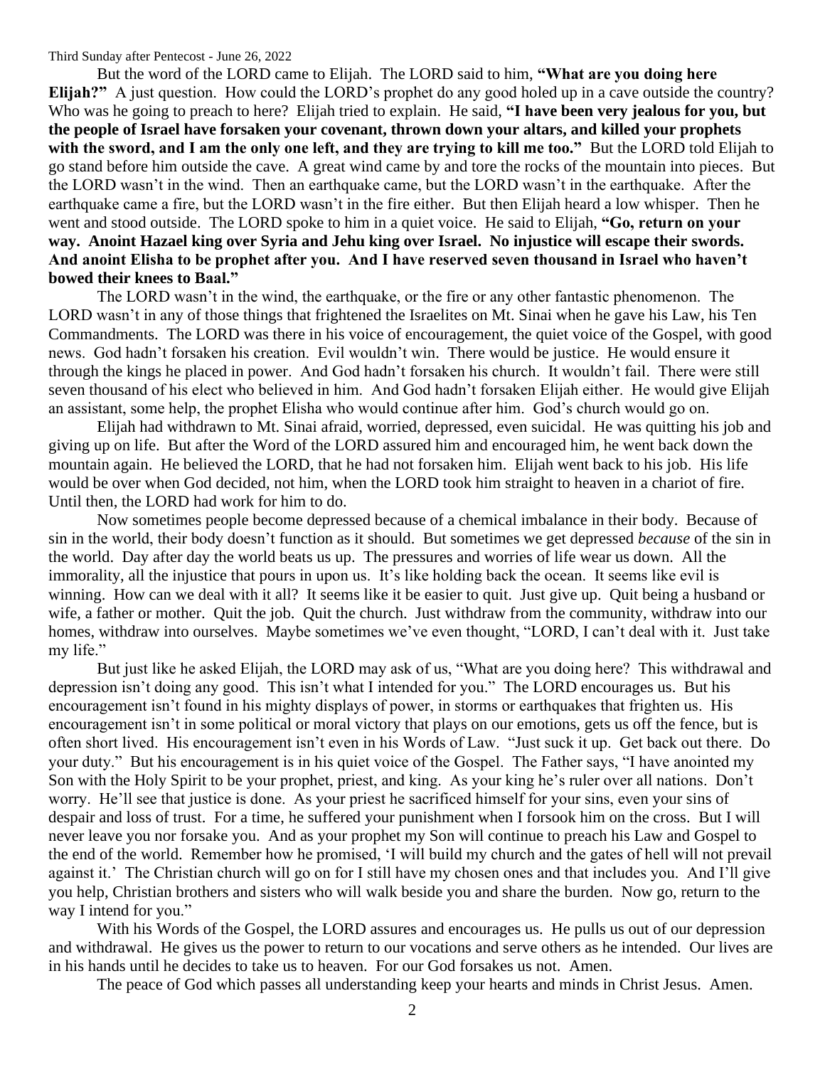But the word of the LORD came to Elijah. The LORD said to him, **"What are you doing here Elijah?"** A just question. How could the LORD's prophet do any good holed up in a cave outside the country? Who was he going to preach to here? Elijah tried to explain. He said, **"I have been very jealous for you, but the people of Israel have forsaken your covenant, thrown down your altars, and killed your prophets with the sword, and I am the only one left, and they are trying to kill me too."** But the LORD told Elijah to go stand before him outside the cave. A great wind came by and tore the rocks of the mountain into pieces. But the LORD wasn't in the wind. Then an earthquake came, but the LORD wasn't in the earthquake. After the earthquake came a fire, but the LORD wasn't in the fire either. But then Elijah heard a low whisper. Then he went and stood outside. The LORD spoke to him in a quiet voice. He said to Elijah, **"Go, return on your way. Anoint Hazael king over Syria and Jehu king over Israel. No injustice will escape their swords. And anoint Elisha to be prophet after you. And I have reserved seven thousand in Israel who haven't bowed their knees to Baal."**

The LORD wasn't in the wind, the earthquake, or the fire or any other fantastic phenomenon. The LORD wasn't in any of those things that frightened the Israelites on Mt. Sinai when he gave his Law, his Ten Commandments. The LORD was there in his voice of encouragement, the quiet voice of the Gospel, with good news. God hadn't forsaken his creation. Evil wouldn't win. There would be justice. He would ensure it through the kings he placed in power. And God hadn't forsaken his church. It wouldn't fail. There were still seven thousand of his elect who believed in him. And God hadn't forsaken Elijah either. He would give Elijah an assistant, some help, the prophet Elisha who would continue after him. God's church would go on.

Elijah had withdrawn to Mt. Sinai afraid, worried, depressed, even suicidal. He was quitting his job and giving up on life. But after the Word of the LORD assured him and encouraged him, he went back down the mountain again. He believed the LORD, that he had not forsaken him. Elijah went back to his job. His life would be over when God decided, not him, when the LORD took him straight to heaven in a chariot of fire. Until then, the LORD had work for him to do.

Now sometimes people become depressed because of a chemical imbalance in their body. Because of sin in the world, their body doesn't function as it should. But sometimes we get depressed *because* of the sin in the world. Day after day the world beats us up. The pressures and worries of life wear us down. All the immorality, all the injustice that pours in upon us. It's like holding back the ocean. It seems like evil is winning. How can we deal with it all? It seems like it be easier to quit. Just give up. Quit being a husband or wife, a father or mother. Quit the job. Quit the church. Just withdraw from the community, withdraw into our homes, withdraw into ourselves. Maybe sometimes we've even thought, "LORD, I can't deal with it. Just take my life."

But just like he asked Elijah, the LORD may ask of us, "What are you doing here? This withdrawal and depression isn't doing any good. This isn't what I intended for you." The LORD encourages us. But his encouragement isn't found in his mighty displays of power, in storms or earthquakes that frighten us. His encouragement isn't in some political or moral victory that plays on our emotions, gets us off the fence, but is often short lived. His encouragement isn't even in his Words of Law. "Just suck it up. Get back out there. Do your duty." But his encouragement is in his quiet voice of the Gospel. The Father says, "I have anointed my Son with the Holy Spirit to be your prophet, priest, and king. As your king he's ruler over all nations. Don't worry. He'll see that justice is done. As your priest he sacrificed himself for your sins, even your sins of despair and loss of trust. For a time, he suffered your punishment when I forsook him on the cross. But I will never leave you nor forsake you. And as your prophet my Son will continue to preach his Law and Gospel to the end of the world. Remember how he promised, 'I will build my church and the gates of hell will not prevail against it.' The Christian church will go on for I still have my chosen ones and that includes you. And I'll give you help, Christian brothers and sisters who will walk beside you and share the burden. Now go, return to the way I intend for you."

With his Words of the Gospel, the LORD assures and encourages us. He pulls us out of our depression and withdrawal. He gives us the power to return to our vocations and serve others as he intended. Our lives are in his hands until he decides to take us to heaven. For our God forsakes us not. Amen.

The peace of God which passes all understanding keep your hearts and minds in Christ Jesus. Amen.